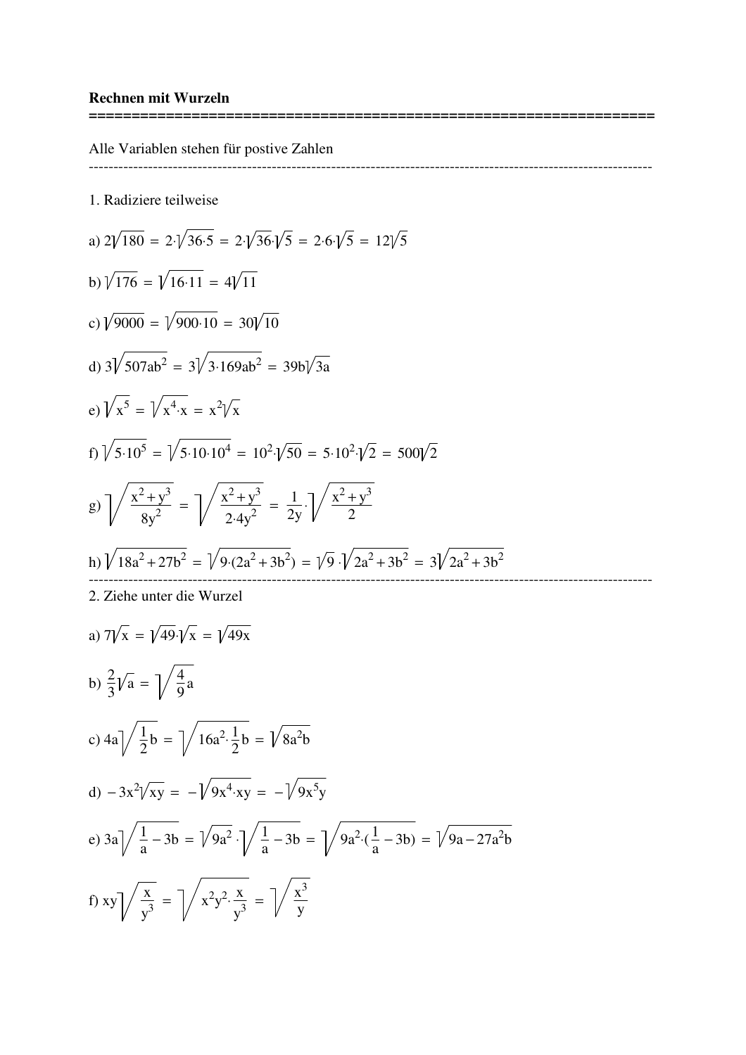**Rechnen mit Wurzeln**

================================================================

Alle Variablen stehen für postive Zahlen

---

1. Radiziere teilweise

a) $2\sqrt{180} = 2\cdot\sqrt{36\cdot 5} = 2\cdot\sqrt{36}\cdot\sqrt{5} = 2\cdot 6\cdot\sqrt{5} = 12\sqrt{5}$

b) $\sqrt{176} = \sqrt{16\cdot 11} = 4\sqrt{11}$

c) $\sqrt{9000} = \sqrt{900\cdot 10} = 30\sqrt{10}$

d) $3\sqrt{507ab^2} = 3\sqrt{3\cdot 169ab^2} = 39b\sqrt{3a}$

e) $\sqrt{x^5} = \sqrt{x^4\cdot x} = x^2\sqrt{x}$

f) $\sqrt{5\cdot 10^5} = \sqrt{5\cdot 10\cdot 10^4} = 10^2\cdot\sqrt{50} = 5\cdot 10^2\cdot\sqrt{2} = 500\sqrt{2}$

g) $\sqrt{\dfrac{x^2+y^3}{8y^2}} = \sqrt{\dfrac{x^2+y^3}{2\cdot 4y^2}} = \dfrac{1}{2y}\cdot\sqrt{\dfrac{x^2+y^3}{2}}$

h) $\sqrt{18a^2+27b^2} = \sqrt{9\cdot(2a^2+3b^2)} = \sqrt{9}\cdot\sqrt{2a^2+3b^2} = 3\sqrt{2a^2+3b^2}$

---

2. Ziehe unter die Wurzel

a) $7\sqrt{x} = \sqrt{49}\cdot\sqrt{x} = \sqrt{49x}$

b) $\dfrac{2}{3}\sqrt{a} = \sqrt{\dfrac{4}{9}a}$

c) $4a\sqrt{\dfrac{1}{2}b} = \sqrt{16a^2\cdot\dfrac{1}{2}b} = \sqrt{8a^2b}$

d) $-3x^2\sqrt{xy} = -\sqrt{9x^4\cdot xy} = -\sqrt{9x^5y}$

e) $3a\sqrt{\dfrac{1}{a}-3b} = \sqrt{9a^2}\cdot\sqrt{\dfrac{1}{a}-3b} = \sqrt{9a^2\cdot(\dfrac{1}{a}-3b)} = \sqrt{9a-27a^2b}$

f) $xy\sqrt{\dfrac{x}{y^3}} = \sqrt{x^2y^2\cdot\dfrac{x}{y^3}} = \sqrt{\dfrac{x^3}{y}}$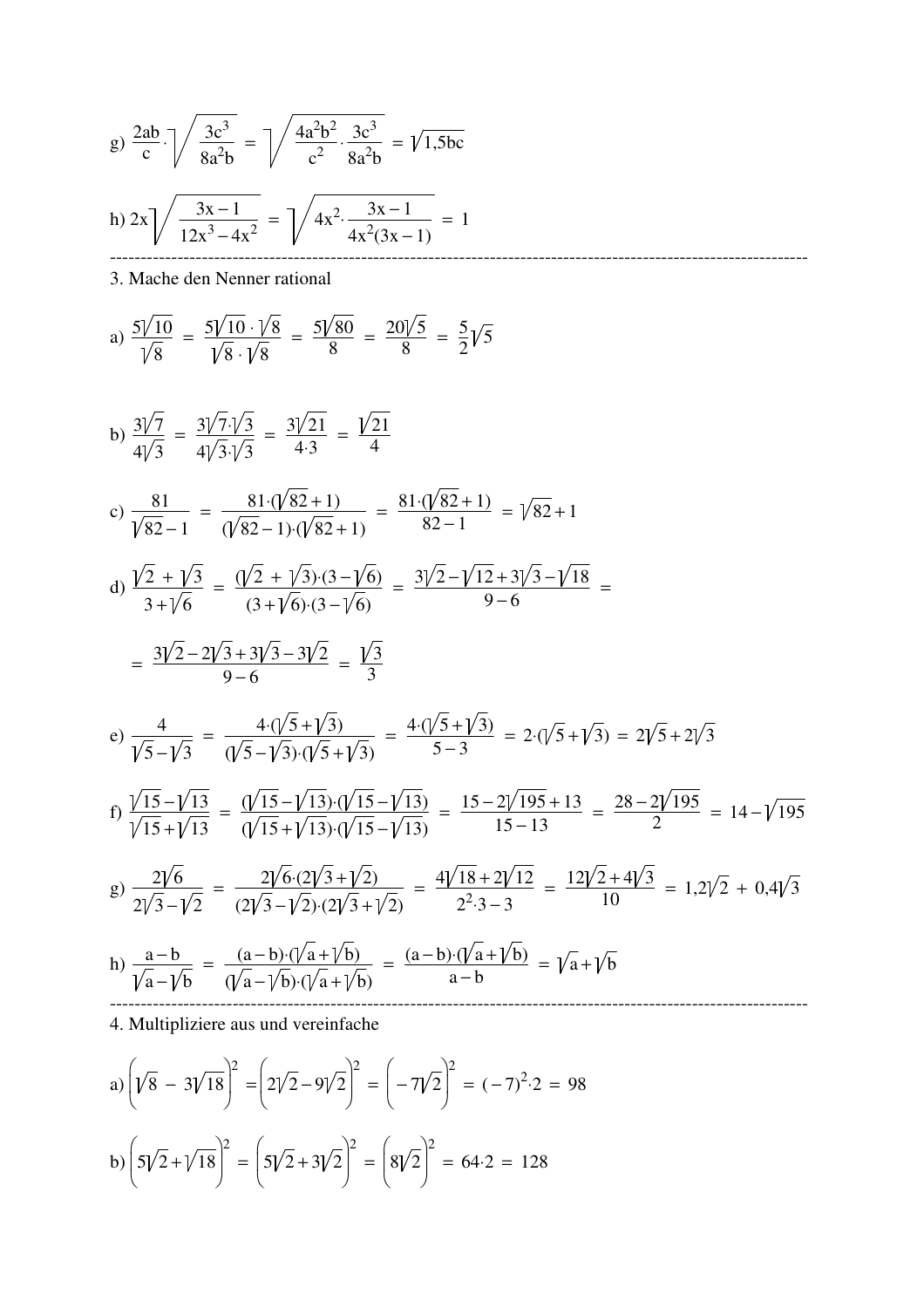g) $\frac{2ab}{c} \cdot \sqrt{\frac{3c^3}{8a^2b}} = \sqrt{\frac{4a^2b^2}{c^2} \cdot \frac{3c^3}{8a^2b}} = \sqrt{1{,}5bc}$

h) $2x\sqrt{\frac{3x-1}{12x^3-4x^2}} = \sqrt{4x^2 \cdot \frac{3x-1}{4x^2(3x-1)}} = 1$

---

3. Mache den Nenner rational

a) $\frac{5\sqrt{10}}{\sqrt{8}} = \frac{5\sqrt{10} \cdot \sqrt{8}}{\sqrt{8} \cdot \sqrt{8}} = \frac{5\sqrt{80}}{8} = \frac{20\sqrt{5}}{8} = \frac{5}{2}\sqrt{5}$

b) $\frac{3\sqrt{7}}{4\sqrt{3}} = \frac{3\sqrt{7} \cdot \sqrt{3}}{4\sqrt{3} \cdot \sqrt{3}} = \frac{3\sqrt{21}}{4 \cdot 3} = \frac{\sqrt{21}}{4}$

c) $\frac{81}{\sqrt{82}-1} = \frac{81 \cdot (\sqrt{82}+1)}{(\sqrt{82}-1) \cdot (\sqrt{82}+1)} = \frac{81 \cdot (\sqrt{82}+1)}{82-1} = \sqrt{82}+1$

d) $\frac{\sqrt{2}+\sqrt{3}}{3+\sqrt{6}} = \frac{(\sqrt{2}+\sqrt{3}) \cdot (3-\sqrt{6})}{(3+\sqrt{6}) \cdot (3-\sqrt{6})} = \frac{3\sqrt{2}-\sqrt{12}+3\sqrt{3}-\sqrt{18}}{9-6} =$

$= \frac{3\sqrt{2}-2\sqrt{3}+3\sqrt{3}-3\sqrt{2}}{9-6} = \frac{\sqrt{3}}{3}$

e) $\frac{4}{\sqrt{5}-\sqrt{3}} = \frac{4 \cdot (\sqrt{5}+\sqrt{3})}{(\sqrt{5}-\sqrt{3}) \cdot (\sqrt{5}+\sqrt{3})} = \frac{4 \cdot (\sqrt{5}+\sqrt{3})}{5-3} = 2 \cdot (\sqrt{5}+\sqrt{3}) = 2\sqrt{5}+2\sqrt{3}$

f) $\frac{\sqrt{15}-\sqrt{13}}{\sqrt{15}+\sqrt{13}} = \frac{(\sqrt{15}-\sqrt{13}) \cdot (\sqrt{15}-\sqrt{13})}{(\sqrt{15}+\sqrt{13}) \cdot (\sqrt{15}-\sqrt{13})} = \frac{15-2\sqrt{195}+13}{15-13} = \frac{28-2\sqrt{195}}{2} = 14-\sqrt{195}$

g) $\frac{2\sqrt{6}}{2\sqrt{3}-\sqrt{2}} = \frac{2\sqrt{6} \cdot (2\sqrt{3}+\sqrt{2})}{(2\sqrt{3}-\sqrt{2}) \cdot (2\sqrt{3}+\sqrt{2})} = \frac{4\sqrt{18}+2\sqrt{12}}{2^2 \cdot 3-3} = \frac{12\sqrt{2}+4\sqrt{3}}{10} = 1{,}2\sqrt{2} + 0{,}4\sqrt{3}$

h) $\frac{a-b}{\sqrt{a}-\sqrt{b}} = \frac{(a-b) \cdot (\sqrt{a}+\sqrt{b})}{(\sqrt{a}-\sqrt{b}) \cdot (\sqrt{a}+\sqrt{b})} = \frac{(a-b) \cdot (\sqrt{a}+\sqrt{b})}{a-b} = \sqrt{a}+\sqrt{b}$

---

4. Multipliziere aus und vereinfache

a) $\left(\sqrt{8} - 3\sqrt{18}\right)^2 = \left(2\sqrt{2}-9\sqrt{2}\right)^2 = \left(-7\sqrt{2}\right)^2 = (-7)^2 \cdot 2 = 98$

b) $\left(5\sqrt{2}+\sqrt{18}\right)^2 = \left(5\sqrt{2}+3\sqrt{2}\right)^2 = \left(8\sqrt{2}\right)^2 = 64 \cdot 2 = 128$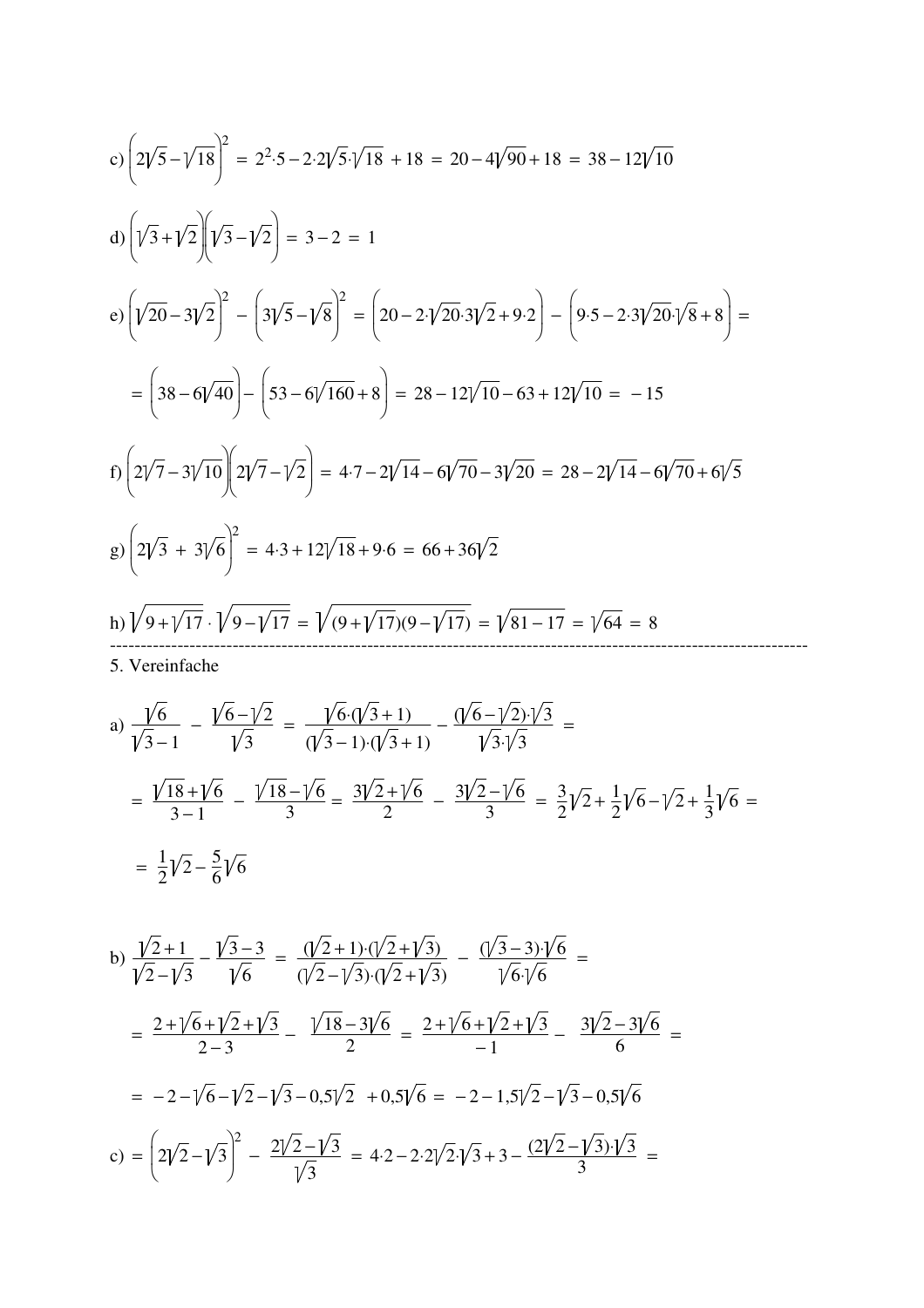c) $\left(2\sqrt{5}-\sqrt{18}\right)^2 = 2^2{\cdot}5-2{\cdot}2\sqrt{5}{\cdot}\sqrt{18}+18 = 20-4\sqrt{90}+18 = 38-12\sqrt{10}$

d) $\left(\sqrt{3}+\sqrt{2}\right)\left(\sqrt{3}-\sqrt{2}\right) = 3-2 = 1$

e) $\left(\sqrt{20}-3\sqrt{2}\right)^2 - \left(3\sqrt{5}-\sqrt{8}\right)^2 = \left(20-2{\cdot}\sqrt{20}{\cdot}3\sqrt{2}+9{\cdot}2\right) - \left(9{\cdot}5-2{\cdot}3\sqrt{20}{\cdot}\sqrt{8}+8\right) =$

$= \left(38-6\sqrt{40}\right) - \left(53-6\sqrt{160}+8\right) = 28-12\sqrt{10}-63+12\sqrt{10} = -15$

f) $\left(2\sqrt{7}-3\sqrt{10}\right)\left(2\sqrt{7}-\sqrt{2}\right) = 4{\cdot}7-2\sqrt{14}-6\sqrt{70}-3\sqrt{20} = 28-2\sqrt{14}-6\sqrt{70}+6\sqrt{5}$

g) $\left(2\sqrt{3}\ +\ 3\sqrt{6}\right)^2 = 4{\cdot}3+12\sqrt{18}+9{\cdot}6 = 66+36\sqrt{2}$

h) $\sqrt{9+\sqrt{17}}\cdot\sqrt{9-\sqrt{17}} = \sqrt{(9+\sqrt{17})(9-\sqrt{17})} = \sqrt{81-17} = \sqrt{64} = 8$

---

5. Vereinfache

a) $\dfrac{\sqrt{6}}{\sqrt{3}-1} - \dfrac{\sqrt{6}-\sqrt{2}}{\sqrt{3}} = \dfrac{\sqrt{6}{\cdot}(\sqrt{3}+1)}{(\sqrt{3}-1){\cdot}(\sqrt{3}+1)} - \dfrac{(\sqrt{6}-\sqrt{2}){\cdot}\sqrt{3}}{\sqrt{3}{\cdot}\sqrt{3}} =$

$= \dfrac{\sqrt{18}+\sqrt{6}}{3-1} - \dfrac{\sqrt{18}-\sqrt{6}}{3} = \dfrac{3\sqrt{2}+\sqrt{6}}{2} - \dfrac{3\sqrt{2}-\sqrt{6}}{3} = \dfrac{3}{2}\sqrt{2}+\dfrac{1}{2}\sqrt{6}-\sqrt{2}+\dfrac{1}{3}\sqrt{6} =$

$= \dfrac{1}{2}\sqrt{2}-\dfrac{5}{6}\sqrt{6}$

b) $\dfrac{\sqrt{2}+1}{\sqrt{2}-\sqrt{3}} - \dfrac{\sqrt{3}-3}{\sqrt{6}} = \dfrac{(\sqrt{2}+1){\cdot}(\sqrt{2}+\sqrt{3})}{(\sqrt{2}-\sqrt{3}){\cdot}(\sqrt{2}+\sqrt{3})} - \dfrac{(\sqrt{3}-3){\cdot}\sqrt{6}}{\sqrt{6}{\cdot}\sqrt{6}} =$

$= \dfrac{2+\sqrt{6}+\sqrt{2}+\sqrt{3}}{2-3} - \dfrac{\sqrt{18}-3\sqrt{6}}{2} = \dfrac{2+\sqrt{6}+\sqrt{2}+\sqrt{3}}{-1} - \dfrac{3\sqrt{2}-3\sqrt{6}}{6} =$

$= -2-\sqrt{6}-\sqrt{2}-\sqrt{3}-0{,}5\sqrt{2}\ +0{,}5\sqrt{6} = -2-1{,}5\sqrt{2}-\sqrt{3}-0{,}5\sqrt{6}$

c) $= \left(2\sqrt{2}-\sqrt{3}\right)^2 - \dfrac{2\sqrt{2}-\sqrt{3}}{\sqrt{3}} = 4{\cdot}2-2{\cdot}2\sqrt{2}{\cdot}\sqrt{3}+3-\dfrac{(2\sqrt{2}-\sqrt{3}){\cdot}\sqrt{3}}{3} =$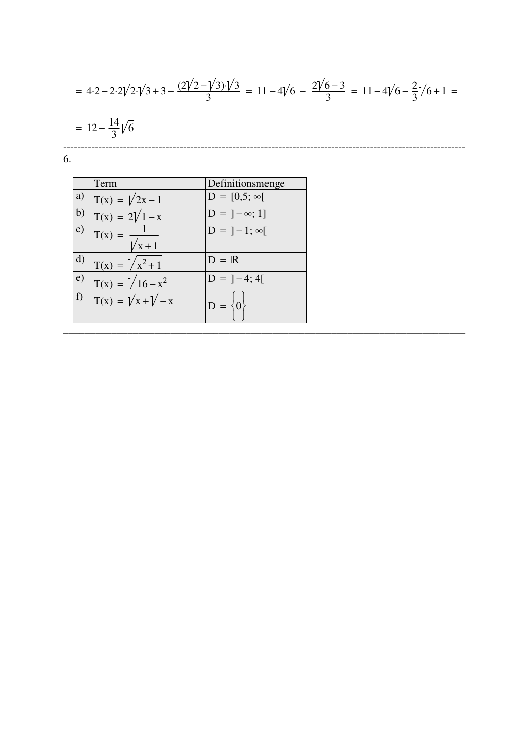$$= 4\cdot 2 - 2\cdot 2\sqrt{2}\cdot\sqrt{3} + 3 - \frac{(2\sqrt{2}-\sqrt{3})\cdot\sqrt{3}}{3} = 11 - 4\sqrt{6} - \frac{2\sqrt{6}-3}{3} = 11 - 4\sqrt{6} - \frac{2}{3}\sqrt{6} + 1 =$$

$$= 12 - \frac{14}{3}\sqrt{6}$$

---

6.

| | Term | Definitionsmenge |
|---|---|---|
| a) | $T(x) = \sqrt{2x-1}$ | $D = [0{,}5; \infty[$ |
| b) | $T(x) = 2\sqrt{1-x}$ | $D = ]-\infty; 1]$ |
| c) | $T(x) = \dfrac{1}{\sqrt{x+1}}$ | $D = ]-1; \infty[$ |
| d) | $T(x) = \sqrt{x^2+1}$ | $D = \mathbb{R}$ |
| e) | $T(x) = \sqrt{16-x^2}$ | $D = ]-4; 4[$ |
| f) | $T(x) = \sqrt{x} + \sqrt{-x}$ | $D = \{0\}$ |

---